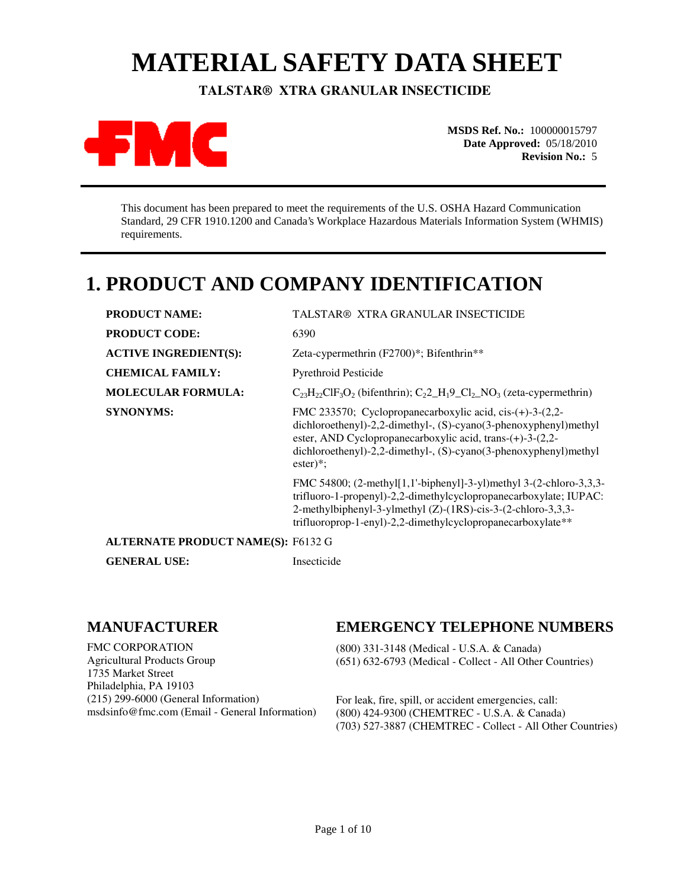# MATERIAL SAFETY DATA SHEET

**TALSTAR® XTRA GRANULAR INSECTICIDE**

FMC

**MSDS Ref. No.:** 100000015797
**Date Approved:** 05/18/2010
**Revision No.:** 5

This document has been prepared to meet the requirements of the U.S. OSHA Hazard Communication Standard, 29 CFR 1910.1200 and Canada's Workplace Hazardous Materials Information System (WHMIS) requirements.

## 1. PRODUCT AND COMPANY IDENTIFICATION

| | |
|---|---|
| **PRODUCT NAME:** | TALSTAR® XTRA GRANULAR INSECTICIDE |
| **PRODUCT CODE:** | 6390 |
| **ACTIVE INGREDIENT(S):** | Zeta-cypermethrin (F2700)*; Bifenthrin** |
| **CHEMICAL FAMILY:** | Pyrethroid Pesticide |
| **MOLECULAR FORMULA:** | $C_{23}H_{22}ClF_3O_2$ (bifenthrin); $C_2$2_H_1 9_ $Cl_2$_ $NO_3$ (zeta-cypermethrin) |
| **SYNONYMS:** | FMC 233570; Cyclopropanecarboxylic acid, cis-(+)-3-(2,2-dichloroethenyl)-2,2-dimethyl-, (S)-cyano(3-phenoxyphenyl)methyl ester, AND Cyclopropanecarboxylic acid, trans-(+)-3-(2,2-dichloroethenyl)-2,2-dimethyl-, (S)-cyano(3-phenoxyphenyl)methyl ester)*; |
| | FMC 54800; (2-methyl[1,1'-biphenyl]-3-yl)methyl 3-(2-chloro-3,3,3-trifluoro-1-propenyl)-2,2-dimethylcyclopropanecarboxylate; IUPAC: 2-methylbiphenyl-3-ylmethyl (Z)-(1RS)-cis-3-(2-chloro-3,3,3-trifluoroprop-1-enyl)-2,2-dimethylcyclopropanecarboxylate** |
| **ALTERNATE PRODUCT NAME(S):** | F6132 G |
| **GENERAL USE:** | Insecticide |

### MANUFACTURER

FMC CORPORATION
Agricultural Products Group
1735 Market Street
Philadelphia, PA 19103
(215) 299-6000 (General Information)
msdsinfo@fmc.com (Email - General Information)

### EMERGENCY TELEPHONE NUMBERS

(800) 331-3148 (Medical - U.S.A. & Canada)
(651) 632-6793 (Medical - Collect - All Other Countries)

For leak, fire, spill, or accident emergencies, call:
(800) 424-9300 (CHEMTREC - U.S.A. & Canada)
(703) 527-3887 (CHEMTREC - Collect - All Other Countries)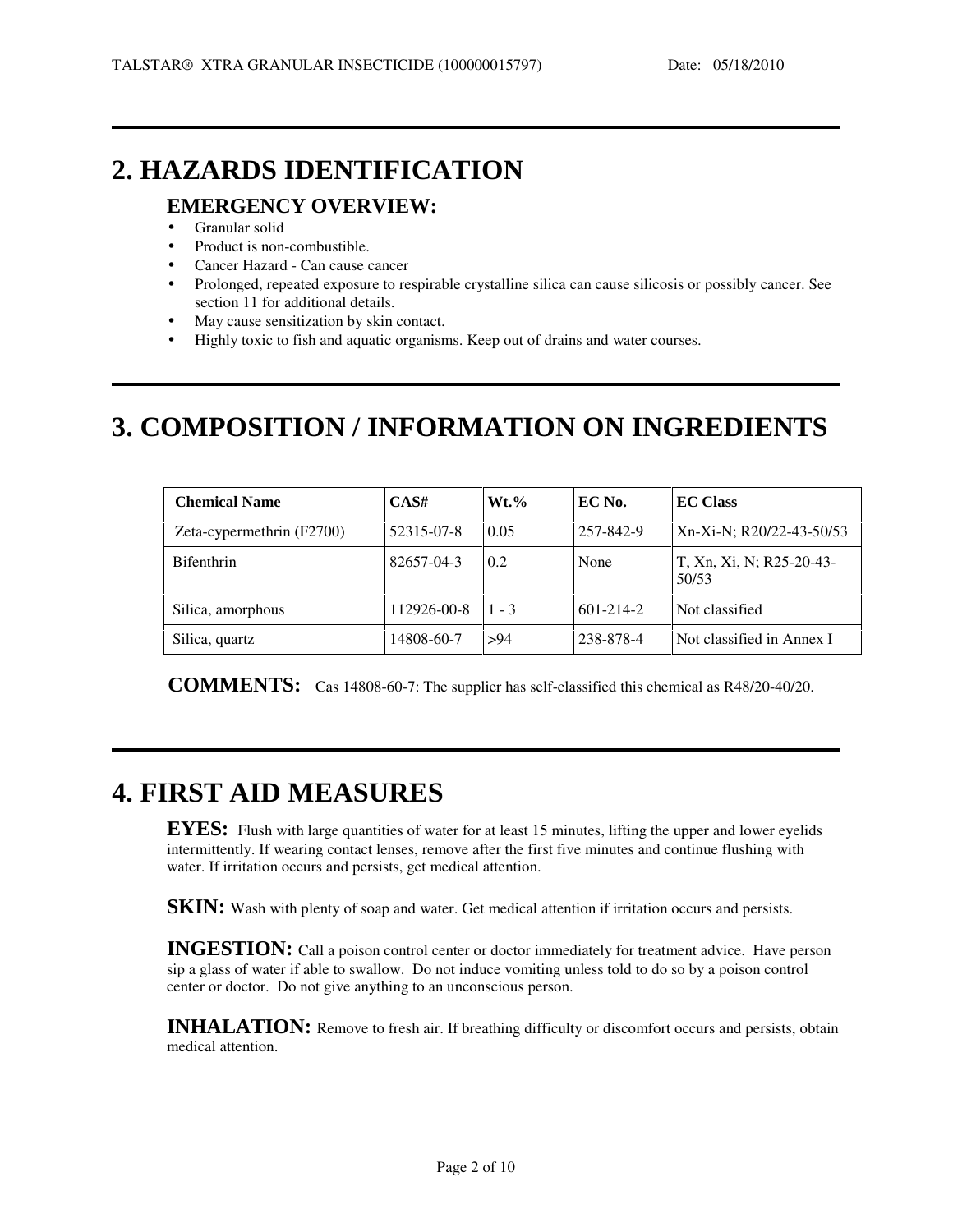# 2. HAZARDS IDENTIFICATION

## EMERGENCY OVERVIEW:

- Granular solid
- Product is non-combustible.
- Cancer Hazard - Can cause cancer
- Prolonged, repeated exposure to respirable crystalline silica can cause silicosis or possibly cancer. See section 11 for additional details.
- May cause sensitization by skin contact.
- Highly toxic to fish and aquatic organisms. Keep out of drains and water courses.

# 3. COMPOSITION / INFORMATION ON INGREDIENTS

| Chemical Name | CAS# | Wt.% | EC No. | EC Class |
|---|---|---|---|---|
| Zeta-cypermethrin (F2700) | 52315-07-8 | 0.05 | 257-842-9 | Xn-Xi-N; R20/22-43-50/53 |
| Bifenthrin | 82657-04-3 | 0.2 | None | T, Xn, Xi, N; R25-20-43-50/53 |
| Silica, amorphous | 112926-00-8 | 1 - 3 | 601-214-2 | Not classified |
| Silica, quartz | 14808-60-7 | >94 | 238-878-4 | Not classified in Annex I |

**COMMENTS:** Cas 14808-60-7: The supplier has self-classified this chemical as R48/20-40/20.

# 4. FIRST AID MEASURES

**EYES:** Flush with large quantities of water for at least 15 minutes, lifting the upper and lower eyelids intermittently. If wearing contact lenses, remove after the first five minutes and continue flushing with water. If irritation occurs and persists, get medical attention.

**SKIN:** Wash with plenty of soap and water. Get medical attention if irritation occurs and persists.

**INGESTION:** Call a poison control center or doctor immediately for treatment advice. Have person sip a glass of water if able to swallow. Do not induce vomiting unless told to do so by a poison control center or doctor. Do not give anything to an unconscious person.

**INHALATION:** Remove to fresh air. If breathing difficulty or discomfort occurs and persists, obtain medical attention.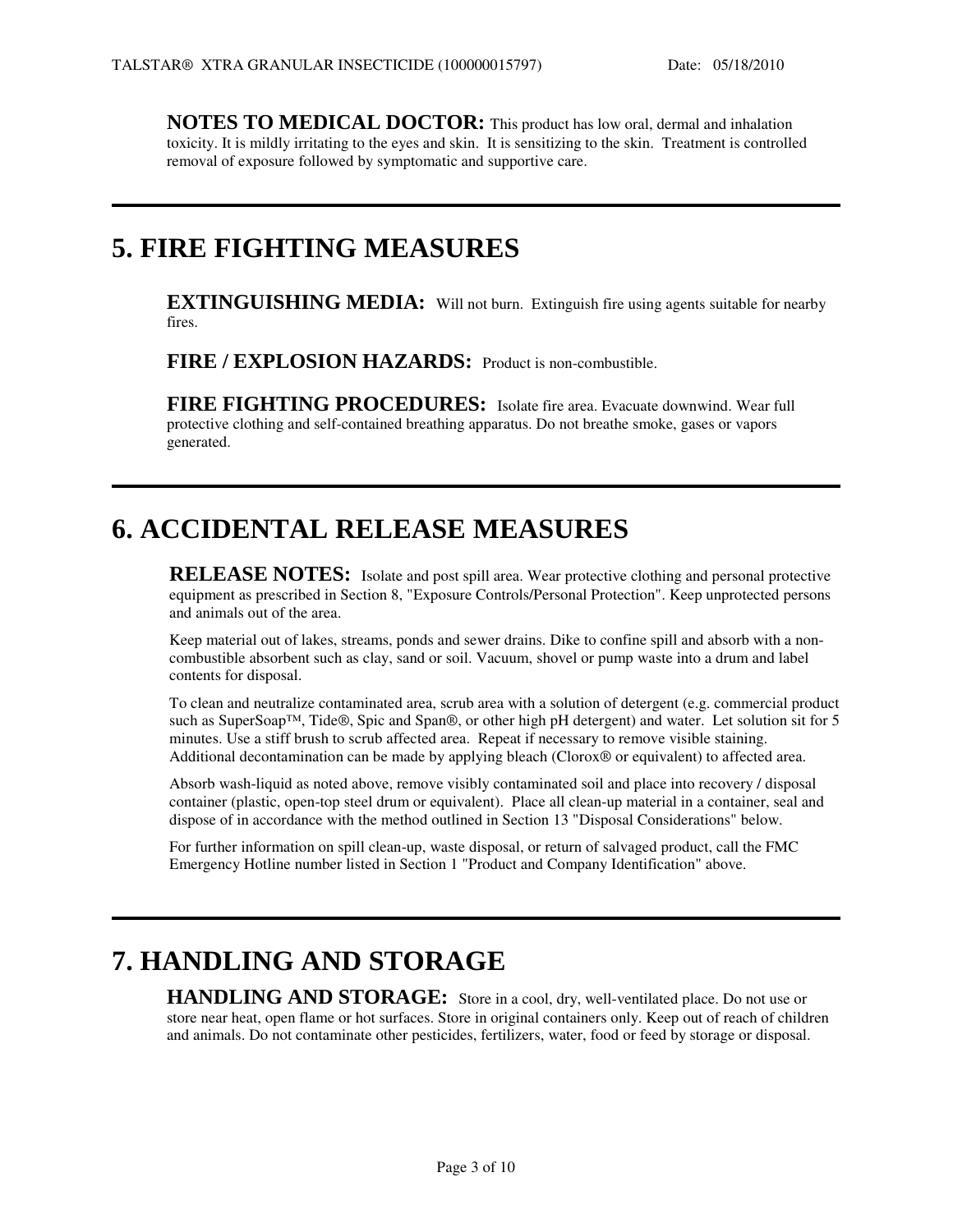**NOTES TO MEDICAL DOCTOR:** This product has low oral, dermal and inhalation toxicity. It is mildly irritating to the eyes and skin. It is sensitizing to the skin. Treatment is controlled removal of exposure followed by symptomatic and supportive care.

# 5. FIRE FIGHTING MEASURES

**EXTINGUISHING MEDIA:** Will not burn. Extinguish fire using agents suitable for nearby fires.

**FIRE / EXPLOSION HAZARDS:** Product is non-combustible.

**FIRE FIGHTING PROCEDURES:** Isolate fire area. Evacuate downwind. Wear full protective clothing and self-contained breathing apparatus. Do not breathe smoke, gases or vapors generated.

# 6. ACCIDENTAL RELEASE MEASURES

**RELEASE NOTES:** Isolate and post spill area. Wear protective clothing and personal protective equipment as prescribed in Section 8, "Exposure Controls/Personal Protection". Keep unprotected persons and animals out of the area.

Keep material out of lakes, streams, ponds and sewer drains. Dike to confine spill and absorb with a non-combustible absorbent such as clay, sand or soil. Vacuum, shovel or pump waste into a drum and label contents for disposal.

To clean and neutralize contaminated area, scrub area with a solution of detergent (e.g. commercial product such as SuperSoap™, Tide®, Spic and Span®, or other high pH detergent) and water. Let solution sit for 5 minutes. Use a stiff brush to scrub affected area. Repeat if necessary to remove visible staining. Additional decontamination can be made by applying bleach (Clorox® or equivalent) to affected area.

Absorb wash-liquid as noted above, remove visibly contaminated soil and place into recovery / disposal container (plastic, open-top steel drum or equivalent). Place all clean-up material in a container, seal and dispose of in accordance with the method outlined in Section 13 "Disposal Considerations" below.

For further information on spill clean-up, waste disposal, or return of salvaged product, call the FMC Emergency Hotline number listed in Section 1 "Product and Company Identification" above.

# 7. HANDLING AND STORAGE

**HANDLING AND STORAGE:** Store in a cool, dry, well-ventilated place. Do not use or store near heat, open flame or hot surfaces. Store in original containers only. Keep out of reach of children and animals. Do not contaminate other pesticides, fertilizers, water, food or feed by storage or disposal.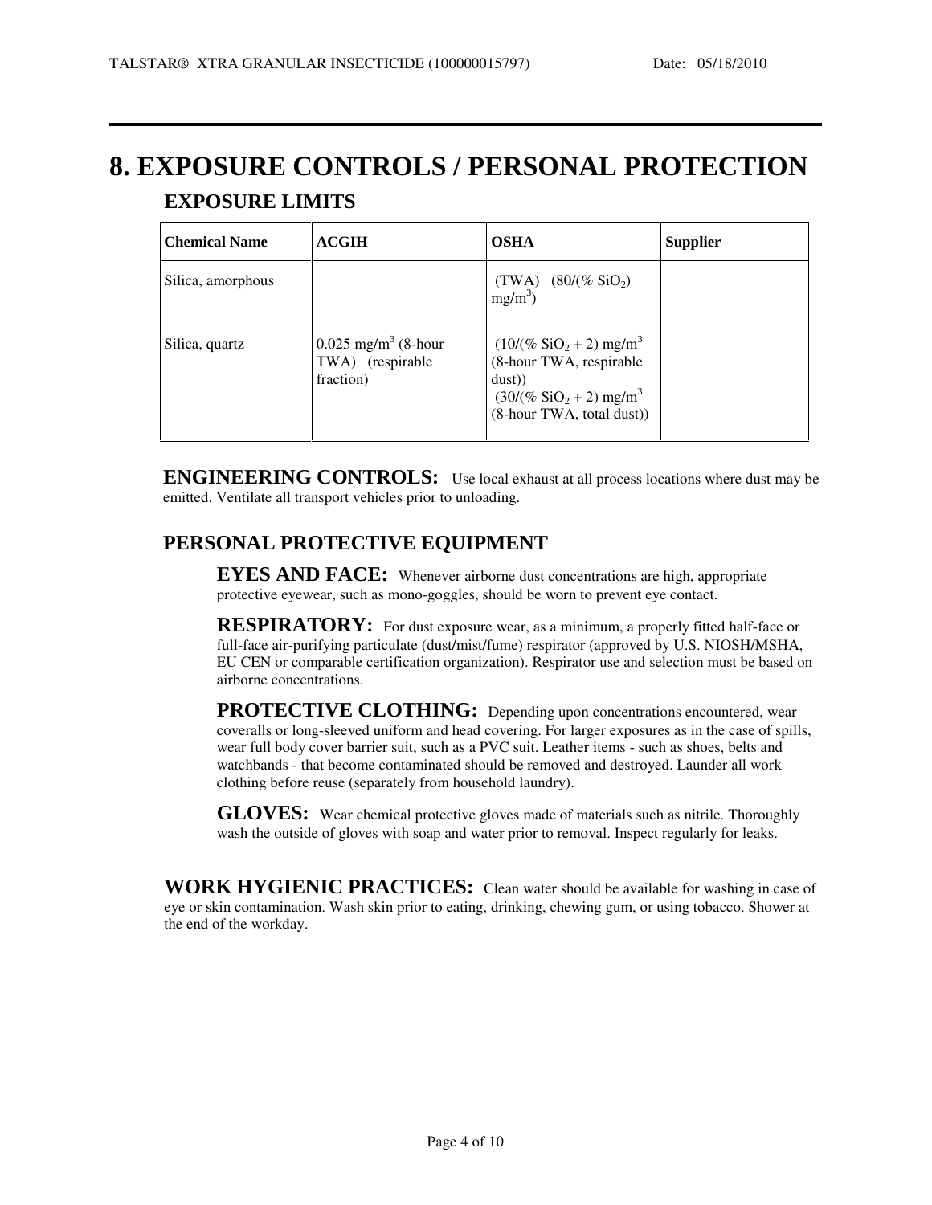# 8. EXPOSURE CONTROLS / PERSONAL PROTECTION

## EXPOSURE LIMITS

| Chemical Name | ACGIH | OSHA | Supplier |
|---|---|---|---|
| Silica, amorphous | | (TWA) (80/(% $SiO_2$) $mg/m^3$) | |
| Silica, quartz | 0.025 $mg/m^3$ (8-hour TWA) (respirable fraction) | (10/(% $SiO_2$ + 2) $mg/m^3$ (8-hour TWA, respirable dust)) (30/(% $SiO_2$ + 2) $mg/m^3$ (8-hour TWA, total dust)) | |

**ENGINEERING CONTROLS:** Use local exhaust at all process locations where dust may be emitted. Ventilate all transport vehicles prior to unloading.

## PERSONAL PROTECTIVE EQUIPMENT

**EYES AND FACE:** Whenever airborne dust concentrations are high, appropriate protective eyewear, such as mono-goggles, should be worn to prevent eye contact.

**RESPIRATORY:** For dust exposure wear, as a minimum, a properly fitted half-face or full-face air-purifying particulate (dust/mist/fume) respirator (approved by U.S. NIOSH/MSHA, EU CEN or comparable certification organization). Respirator use and selection must be based on airborne concentrations.

**PROTECTIVE CLOTHING:** Depending upon concentrations encountered, wear coveralls or long-sleeved uniform and head covering. For larger exposures as in the case of spills, wear full body cover barrier suit, such as a PVC suit. Leather items - such as shoes, belts and watchbands - that become contaminated should be removed and destroyed. Launder all work clothing before reuse (separately from household laundry).

**GLOVES:** Wear chemical protective gloves made of materials such as nitrile. Thoroughly wash the outside of gloves with soap and water prior to removal. Inspect regularly for leaks.

**WORK HYGIENIC PRACTICES:** Clean water should be available for washing in case of eye or skin contamination. Wash skin prior to eating, drinking, chewing gum, or using tobacco. Shower at the end of the workday.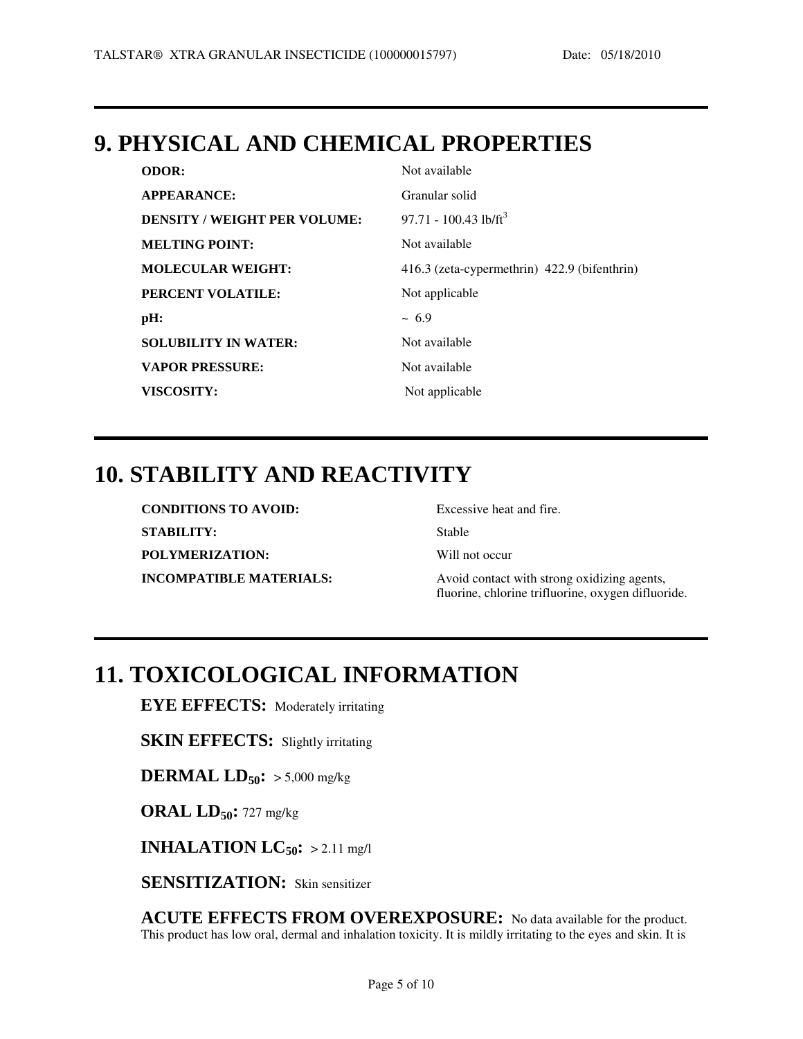## 9. PHYSICAL AND CHEMICAL PROPERTIES

| | |
|---|---|
| **ODOR:** | Not available |
| **APPEARANCE:** | Granular solid |
| **DENSITY / WEIGHT PER VOLUME:** | 97.71 - 100.43 $lb/ft^3$ |
| **MELTING POINT:** | Not available |
| **MOLECULAR WEIGHT:** | 416.3 (zeta-cypermethrin) 422.9 (bifenthrin) |
| **PERCENT VOLATILE:** | Not applicable |
| **pH:** | ~ 6.9 |
| **SOLUBILITY IN WATER:** | Not available |
| **VAPOR PRESSURE:** | Not available |
| **VISCOSITY:** | Not applicable |

## 10. STABILITY AND REACTIVITY

| | |
|---|---|
| **CONDITIONS TO AVOID:** | Excessive heat and fire. |
| **STABILITY:** | Stable |
| **POLYMERIZATION:** | Will not occur |
| **INCOMPATIBLE MATERIALS:** | Avoid contact with strong oxidizing agents, fluorine, chlorine trifluorine, oxygen difluoride. |

## 11. TOXICOLOGICAL INFORMATION

**EYE EFFECTS:** Moderately irritating

**SKIN EFFECTS:** Slightly irritating

**DERMAL $LD_{50}$:** > 5,000 mg/kg

**ORAL $LD_{50}$:** 727 mg/kg

**INHALATION $LC_{50}$:** > 2.11 mg/l

**SENSITIZATION:** Skin sensitizer

**ACUTE EFFECTS FROM OVEREXPOSURE:** No data available for the product. This product has low oral, dermal and inhalation toxicity. It is mildly irritating to the eyes and skin. It is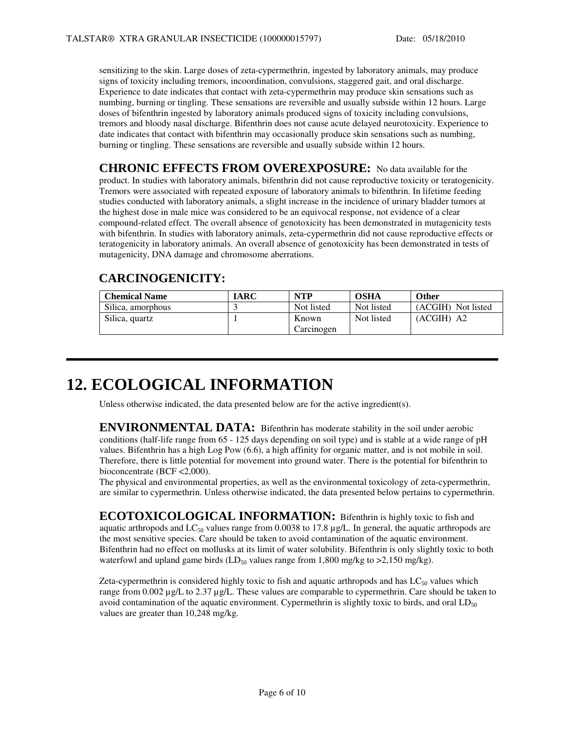sensitizing to the skin. Large doses of zeta-cypermethrin, ingested by laboratory animals, may produce signs of toxicity including tremors, incoordination, convulsions, staggered gait, and oral discharge. Experience to date indicates that contact with zeta-cypermethrin may produce skin sensations such as numbing, burning or tingling. These sensations are reversible and usually subside within 12 hours. Large doses of bifenthrin ingested by laboratory animals produced signs of toxicity including convulsions, tremors and bloody nasal discharge. Bifenthrin does not cause acute delayed neurotoxicity. Experience to date indicates that contact with bifenthrin may occasionally produce skin sensations such as numbing, burning or tingling. These sensations are reversible and usually subside within 12 hours.

### CHRONIC EFFECTS FROM OVEREXPOSURE:

No data available for the product. In studies with laboratory animals, bifenthrin did not cause reproductive toxicity or teratogenicity. Tremors were associated with repeated exposure of laboratory animals to bifenthrin. In lifetime feeding studies conducted with laboratory animals, a slight increase in the incidence of urinary bladder tumors at the highest dose in male mice was considered to be an equivocal response, not evidence of a clear compound-related effect. The overall absence of genotoxicity has been demonstrated in mutagenicity tests with bifenthrin. In studies with laboratory animals, zeta-cypermethrin did not cause reproductive effects or teratogenicity in laboratory animals. An overall absence of genotoxicity has been demonstrated in tests of mutagenicity, DNA damage and chromosome aberrations.

### CARCINOGENICITY:

| Chemical Name | IARC | NTP | OSHA | Other |
|---|---|---|---|---|
| Silica, amorphous | 3 | Not listed | Not listed | (ACGIH) Not listed |
| Silica, quartz | 1 | Known Carcinogen | Not listed | (ACGIH) A2 |

# 12. ECOLOGICAL INFORMATION

Unless otherwise indicated, the data presented below are for the active ingredient(s).

### ENVIRONMENTAL DATA:

Bifenthrin has moderate stability in the soil under aerobic conditions (half-life range from 65 - 125 days depending on soil type) and is stable at a wide range of pH values. Bifenthrin has a high Log Pow (6.6), a high affinity for organic matter, and is not mobile in soil. Therefore, there is little potential for movement into ground water. There is the potential for bifenthrin to bioconcentrate (BCF <2,000).

The physical and environmental properties, as well as the environmental toxicology of zeta-cypermethrin, are similar to cypermethrin. Unless otherwise indicated, the data presented below pertains to cypermethrin.

### ECOTOXICOLOGICAL INFORMATION:

Bifenthrin is highly toxic to fish and aquatic arthropods and $LC_{50}$ values range from 0.0038 to 17.8 µg/L. In general, the aquatic arthropods are the most sensitive species. Care should be taken to avoid contamination of the aquatic environment. Bifenthrin had no effect on mollusks at its limit of water solubility. Bifenthrin is only slightly toxic to both waterfowl and upland game birds ($LD_{50}$ values range from 1,800 mg/kg to >2,150 mg/kg).

Zeta-cypermethrin is considered highly toxic to fish and aquatic arthropods and has $LC_{50}$ values which range from 0.002 µg/L to 2.37 µg/L. These values are comparable to cypermethrin. Care should be taken to avoid contamination of the aquatic environment. Cypermethrin is slightly toxic to birds, and oral $LD_{50}$ values are greater than 10,248 mg/kg.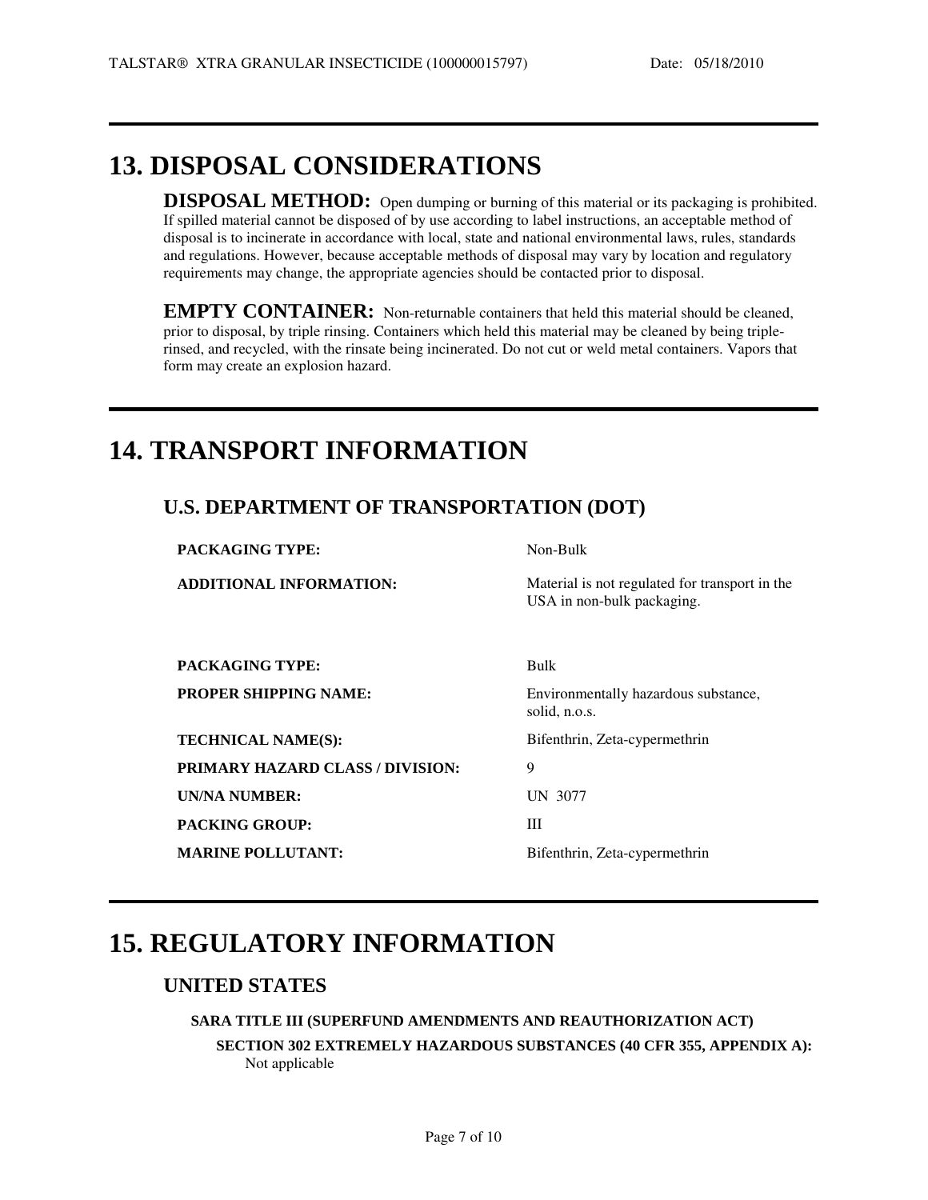# 13. DISPOSAL CONSIDERATIONS

**DISPOSAL METHOD:** Open dumping or burning of this material or its packaging is prohibited. If spilled material cannot be disposed of by use according to label instructions, an acceptable method of disposal is to incinerate in accordance with local, state and national environmental laws, rules, standards and regulations. However, because acceptable methods of disposal may vary by location and regulatory requirements may change, the appropriate agencies should be contacted prior to disposal.

**EMPTY CONTAINER:** Non-returnable containers that held this material should be cleaned, prior to disposal, by triple rinsing. Containers which held this material may be cleaned by being triple-rinsed, and recycled, with the rinsate being incinerated. Do not cut or weld metal containers. Vapors that form may create an explosion hazard.

# 14. TRANSPORT INFORMATION

## U.S. DEPARTMENT OF TRANSPORTATION (DOT)

| | |
|---|---|
| **PACKAGING TYPE:** | Non-Bulk |
| **ADDITIONAL INFORMATION:** | Material is not regulated for transport in the USA in non-bulk packaging. |

| | |
|---|---|
| **PACKAGING TYPE:** | Bulk |
| **PROPER SHIPPING NAME:** | Environmentally hazardous substance, solid, n.o.s. |
| **TECHNICAL NAME(S):** | Bifenthrin, Zeta-cypermethrin |
| **PRIMARY HAZARD CLASS / DIVISION:** | 9 |
| **UN/NA NUMBER:** | UN 3077 |
| **PACKING GROUP:** | III |
| **MARINE POLLUTANT:** | Bifenthrin, Zeta-cypermethrin |

# 15. REGULATORY INFORMATION

## UNITED STATES

### SARA TITLE III (SUPERFUND AMENDMENTS AND REAUTHORIZATION ACT)

**SECTION 302 EXTREMELY HAZARDOUS SUBSTANCES (40 CFR 355, APPENDIX A):**
Not applicable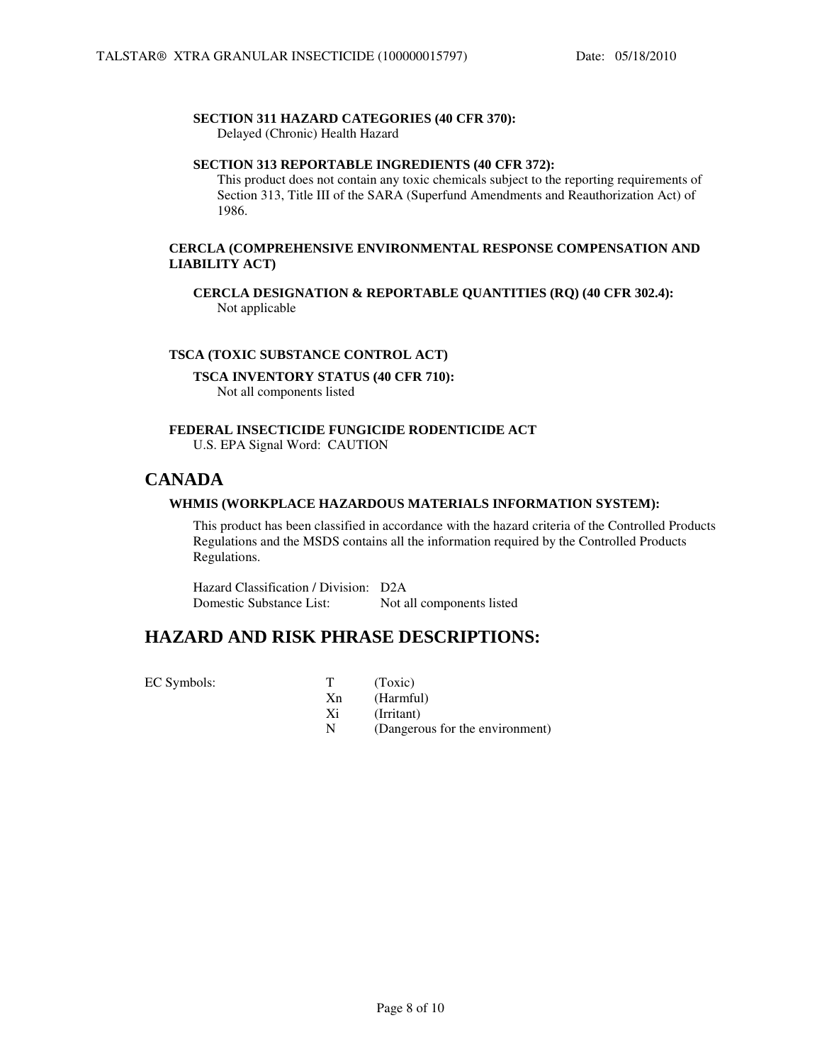#### SECTION 311 HAZARD CATEGORIES (40 CFR 370):

Delayed (Chronic) Health Hazard

#### SECTION 313 REPORTABLE INGREDIENTS (40 CFR 372):

This product does not contain any toxic chemicals subject to the reporting requirements of Section 313, Title III of the SARA (Superfund Amendments and Reauthorization Act) of 1986.

### CERCLA (COMPREHENSIVE ENVIRONMENTAL RESPONSE COMPENSATION AND LIABILITY ACT)

#### CERCLA DESIGNATION & REPORTABLE QUANTITIES (RQ) (40 CFR 302.4):

Not applicable

### TSCA (TOXIC SUBSTANCE CONTROL ACT)

#### TSCA INVENTORY STATUS (40 CFR 710):

Not all components listed

### FEDERAL INSECTICIDE FUNGICIDE RODENTICIDE ACT

U.S. EPA Signal Word: CAUTION

## CANADA

### WHMIS (WORKPLACE HAZARDOUS MATERIALS INFORMATION SYSTEM):

This product has been classified in accordance with the hazard criteria of the Controlled Products Regulations and the MSDS contains all the information required by the Controlled Products Regulations.

Hazard Classification / Division: D2A
Domestic Substance List: Not all components listed

## HAZARD AND RISK PHRASE DESCRIPTIONS:

| EC Symbols: | T | (Toxic) |
|---|---|---|
| | Xn | (Harmful) |
| | Xi | (Irritant) |
| | N | (Dangerous for the environment) |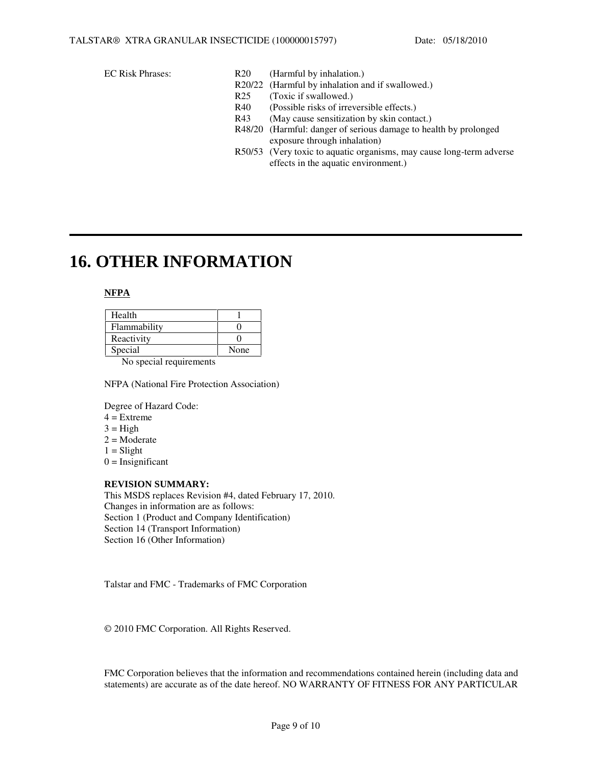EC Risk Phrases:

| | |
|---|---|
| R20 | (Harmful by inhalation.) |
| R20/22 | (Harmful by inhalation and if swallowed.) |
| R25 | (Toxic if swallowed.) |
| R40 | (Possible risks of irreversible effects.) |
| R43 | (May cause sensitization by skin contact.) |
| R48/20 | (Harmful: danger of serious damage to health by prolonged exposure through inhalation) |
| R50/53 | (Very toxic to aquatic organisms, may cause long-term adverse effects in the aquatic environment.) |

# 16. OTHER INFORMATION

**NFPA**

| | |
|---|---|
| Health | 1 |
| Flammability | 0 |
| Reactivity | 0 |
| Special | None |

No special requirements

NFPA (National Fire Protection Association)

Degree of Hazard Code:
4 = Extreme
3 = High
2 = Moderate
1 = Slight
0 = Insignificant

**REVISION SUMMARY:**
This MSDS replaces Revision #4, dated February 17, 2010.
Changes in information are as follows:
Section 1 (Product and Company Identification)
Section 14 (Transport Information)
Section 16 (Other Information)

Talstar and FMC - Trademarks of FMC Corporation

© 2010 FMC Corporation. All Rights Reserved.

FMC Corporation believes that the information and recommendations contained herein (including data and statements) are accurate as of the date hereof. NO WARRANTY OF FITNESS FOR ANY PARTICULAR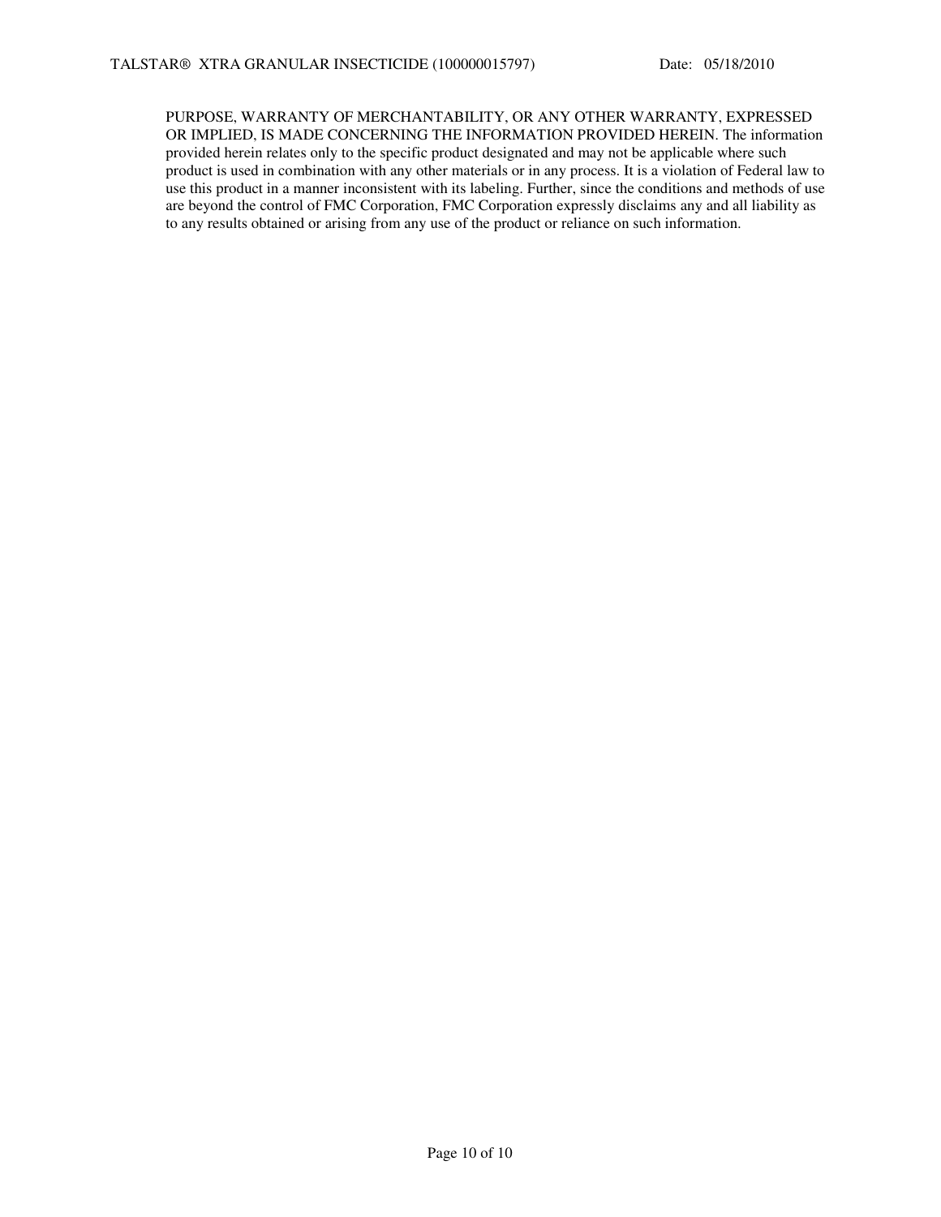PURPOSE, WARRANTY OF MERCHANTABILITY, OR ANY OTHER WARRANTY, EXPRESSED OR IMPLIED, IS MADE CONCERNING THE INFORMATION PROVIDED HEREIN. The information provided herein relates only to the specific product designated and may not be applicable where such product is used in combination with any other materials or in any process. It is a violation of Federal law to use this product in a manner inconsistent with its labeling. Further, since the conditions and methods of use are beyond the control of FMC Corporation, FMC Corporation expressly disclaims any and all liability as to any results obtained or arising from any use of the product or reliance on such information.